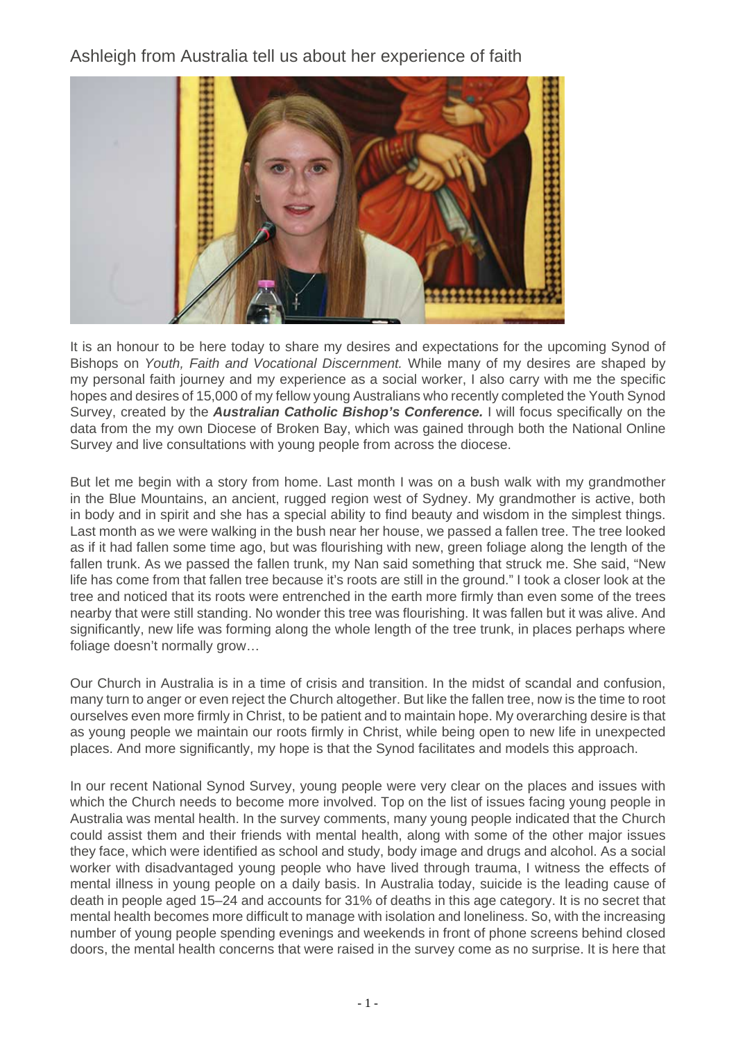# Ashleigh from Australia tell us about her experience of faith

It is an honour to be here today to share my desires and expectations for the upcoming Synod of Bishops on *Youth, Faith and Vocational Discernment.* While many of my desires are shaped by my personal faith journey and my experience as a social worker, I also carry with me the specific hopes and desires of 15,000 of my fellow young Australians who recently completed the Youth Synod Survey, created by the ***Australian Catholic Bishop's Conference.*** I will focus specifically on the data from the my own Diocese of Broken Bay, which was gained through both the National Online Survey and live consultations with young people from across the diocese.

But let me begin with a story from home. Last month I was on a bush walk with my grandmother in the Blue Mountains, an ancient, rugged region west of Sydney. My grandmother is active, both in body and in spirit and she has a special ability to find beauty and wisdom in the simplest things. Last month as we were walking in the bush near her house, we passed a fallen tree. The tree looked as if it had fallen some time ago, but was flourishing with new, green foliage along the length of the fallen trunk. As we passed the fallen trunk, my Nan said something that struck me. She said, "New life has come from that fallen tree because it's roots are still in the ground." I took a closer look at the tree and noticed that its roots were entrenched in the earth more firmly than even some of the trees nearby that were still standing. No wonder this tree was flourishing. It was fallen but it was alive. And significantly, new life was forming along the whole length of the tree trunk, in places perhaps where foliage doesn't normally grow…

Our Church in Australia is in a time of crisis and transition. In the midst of scandal and confusion, many turn to anger or even reject the Church altogether. But like the fallen tree, now is the time to root ourselves even more firmly in Christ, to be patient and to maintain hope. My overarching desire is that as young people we maintain our roots firmly in Christ, while being open to new life in unexpected places. And more significantly, my hope is that the Synod facilitates and models this approach.

In our recent National Synod Survey, young people were very clear on the places and issues with which the Church needs to become more involved. Top on the list of issues facing young people in Australia was mental health. In the survey comments, many young people indicated that the Church could assist them and their friends with mental health, along with some of the other major issues they face, which were identified as school and study, body image and drugs and alcohol. As a social worker with disadvantaged young people who have lived through trauma, I witness the effects of mental illness in young people on a daily basis. In Australia today, suicide is the leading cause of death in people aged 15–24 and accounts for 31% of deaths in this age category. It is no secret that mental health becomes more difficult to manage with isolation and loneliness. So, with the increasing number of young people spending evenings and weekends in front of phone screens behind closed doors, the mental health concerns that were raised in the survey come as no surprise. It is here that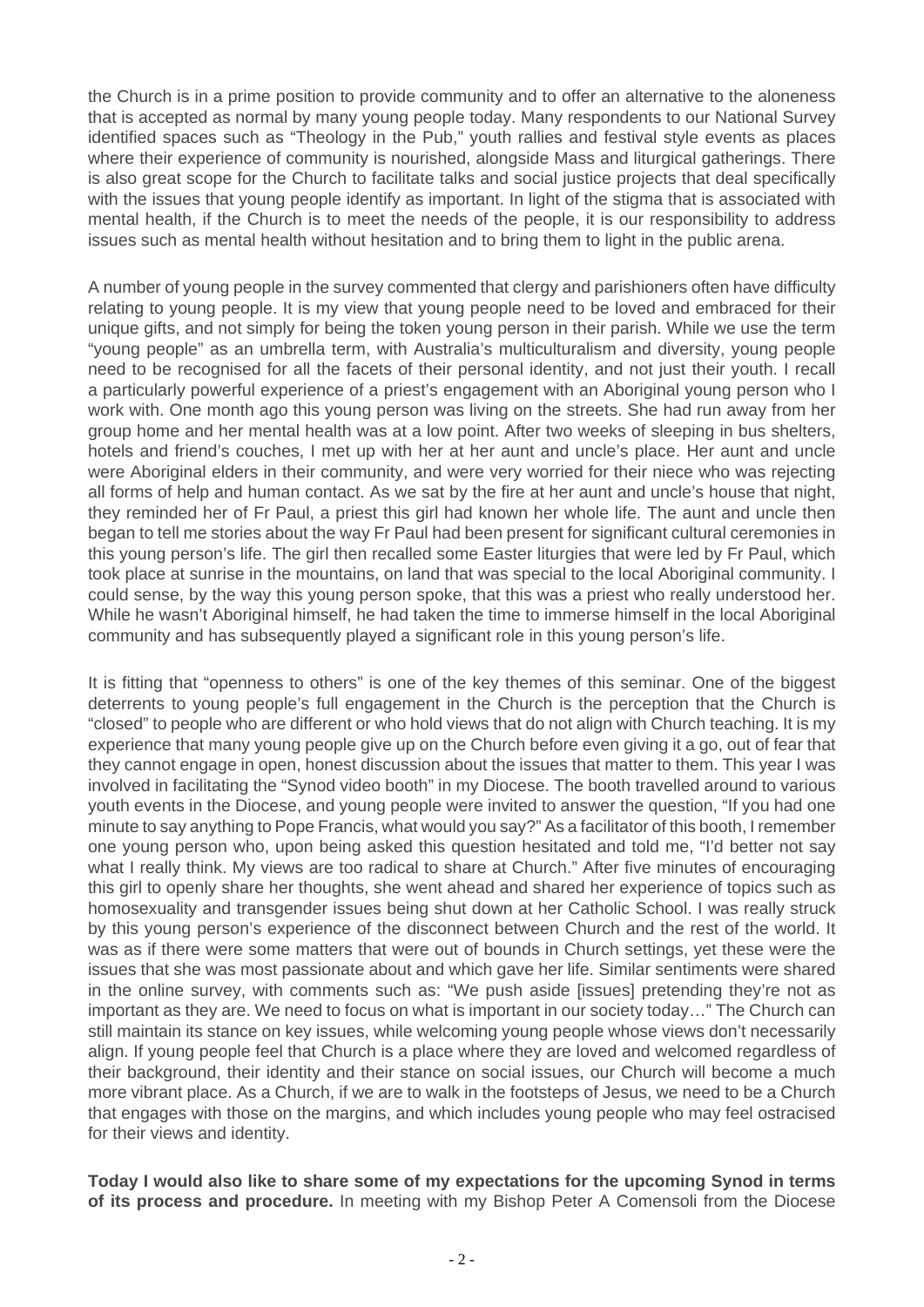the Church is in a prime position to provide community and to offer an alternative to the aloneness that is accepted as normal by many young people today. Many respondents to our National Survey identified spaces such as "Theology in the Pub," youth rallies and festival style events as places where their experience of community is nourished, alongside Mass and liturgical gatherings. There is also great scope for the Church to facilitate talks and social justice projects that deal specifically with the issues that young people identify as important. In light of the stigma that is associated with mental health, if the Church is to meet the needs of the people, it is our responsibility to address issues such as mental health without hesitation and to bring them to light in the public arena.

A number of young people in the survey commented that clergy and parishioners often have difficulty relating to young people. It is my view that young people need to be loved and embraced for their unique gifts, and not simply for being the token young person in their parish. While we use the term "young people" as an umbrella term, with Australia's multiculturalism and diversity, young people need to be recognised for all the facets of their personal identity, and not just their youth. I recall a particularly powerful experience of a priest's engagement with an Aboriginal young person who I work with. One month ago this young person was living on the streets. She had run away from her group home and her mental health was at a low point. After two weeks of sleeping in bus shelters, hotels and friend's couches, I met up with her at her aunt and uncle's place. Her aunt and uncle were Aboriginal elders in their community, and were very worried for their niece who was rejecting all forms of help and human contact. As we sat by the fire at her aunt and uncle's house that night, they reminded her of Fr Paul, a priest this girl had known her whole life. The aunt and uncle then began to tell me stories about the way Fr Paul had been present for significant cultural ceremonies in this young person's life. The girl then recalled some Easter liturgies that were led by Fr Paul, which took place at sunrise in the mountains, on land that was special to the local Aboriginal community. I could sense, by the way this young person spoke, that this was a priest who really understood her. While he wasn't Aboriginal himself, he had taken the time to immerse himself in the local Aboriginal community and has subsequently played a significant role in this young person's life.

It is fitting that "openness to others" is one of the key themes of this seminar. One of the biggest deterrents to young people's full engagement in the Church is the perception that the Church is "closed" to people who are different or who hold views that do not align with Church teaching. It is my experience that many young people give up on the Church before even giving it a go, out of fear that they cannot engage in open, honest discussion about the issues that matter to them. This year I was involved in facilitating the "Synod video booth" in my Diocese. The booth travelled around to various youth events in the Diocese, and young people were invited to answer the question, "If you had one minute to say anything to Pope Francis, what would you say?" As a facilitator of this booth, I remember one young person who, upon being asked this question hesitated and told me, "I'd better not say what I really think. My views are too radical to share at Church." After five minutes of encouraging this girl to openly share her thoughts, she went ahead and shared her experience of topics such as homosexuality and transgender issues being shut down at her Catholic School. I was really struck by this young person's experience of the disconnect between Church and the rest of the world. It was as if there were some matters that were out of bounds in Church settings, yet these were the issues that she was most passionate about and which gave her life. Similar sentiments were shared in the online survey, with comments such as: "We push aside [issues] pretending they're not as important as they are. We need to focus on what is important in our society today…" The Church can still maintain its stance on key issues, while welcoming young people whose views don't necessarily align. If young people feel that Church is a place where they are loved and welcomed regardless of their background, their identity and their stance on social issues, our Church will become a much more vibrant place. As a Church, if we are to walk in the footsteps of Jesus, we need to be a Church that engages with those on the margins, and which includes young people who may feel ostracised for their views and identity.

**Today I would also like to share some of my expectations for the upcoming Synod in terms of its process and procedure.** In meeting with my Bishop Peter A Comensoli from the Diocese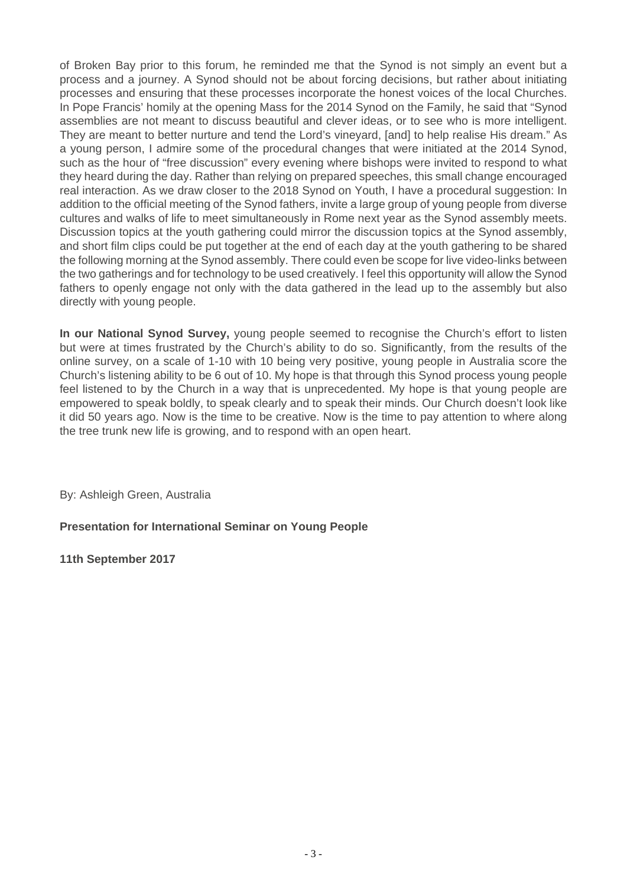of Broken Bay prior to this forum, he reminded me that the Synod is not simply an event but a process and a journey. A Synod should not be about forcing decisions, but rather about initiating processes and ensuring that these processes incorporate the honest voices of the local Churches. In Pope Francis' homily at the opening Mass for the 2014 Synod on the Family, he said that "Synod assemblies are not meant to discuss beautiful and clever ideas, or to see who is more intelligent. They are meant to better nurture and tend the Lord's vineyard, [and] to help realise His dream." As a young person, I admire some of the procedural changes that were initiated at the 2014 Synod, such as the hour of "free discussion" every evening where bishops were invited to respond to what they heard during the day. Rather than relying on prepared speeches, this small change encouraged real interaction. As we draw closer to the 2018 Synod on Youth, I have a procedural suggestion: In addition to the official meeting of the Synod fathers, invite a large group of young people from diverse cultures and walks of life to meet simultaneously in Rome next year as the Synod assembly meets. Discussion topics at the youth gathering could mirror the discussion topics at the Synod assembly, and short film clips could be put together at the end of each day at the youth gathering to be shared the following morning at the Synod assembly. There could even be scope for live video-links between the two gatherings and for technology to be used creatively. I feel this opportunity will allow the Synod fathers to openly engage not only with the data gathered in the lead up to the assembly but also directly with young people.

**In our National Synod Survey,** young people seemed to recognise the Church's effort to listen but were at times frustrated by the Church's ability to do so. Significantly, from the results of the online survey, on a scale of 1-10 with 10 being very positive, young people in Australia score the Church's listening ability to be 6 out of 10. My hope is that through this Synod process young people feel listened to by the Church in a way that is unprecedented. My hope is that young people are empowered to speak boldly, to speak clearly and to speak their minds. Our Church doesn't look like it did 50 years ago. Now is the time to be creative. Now is the time to pay attention to where along the tree trunk new life is growing, and to respond with an open heart.

By: Ashleigh Green, Australia

**Presentation for International Seminar on Young People**

**11th September 2017**